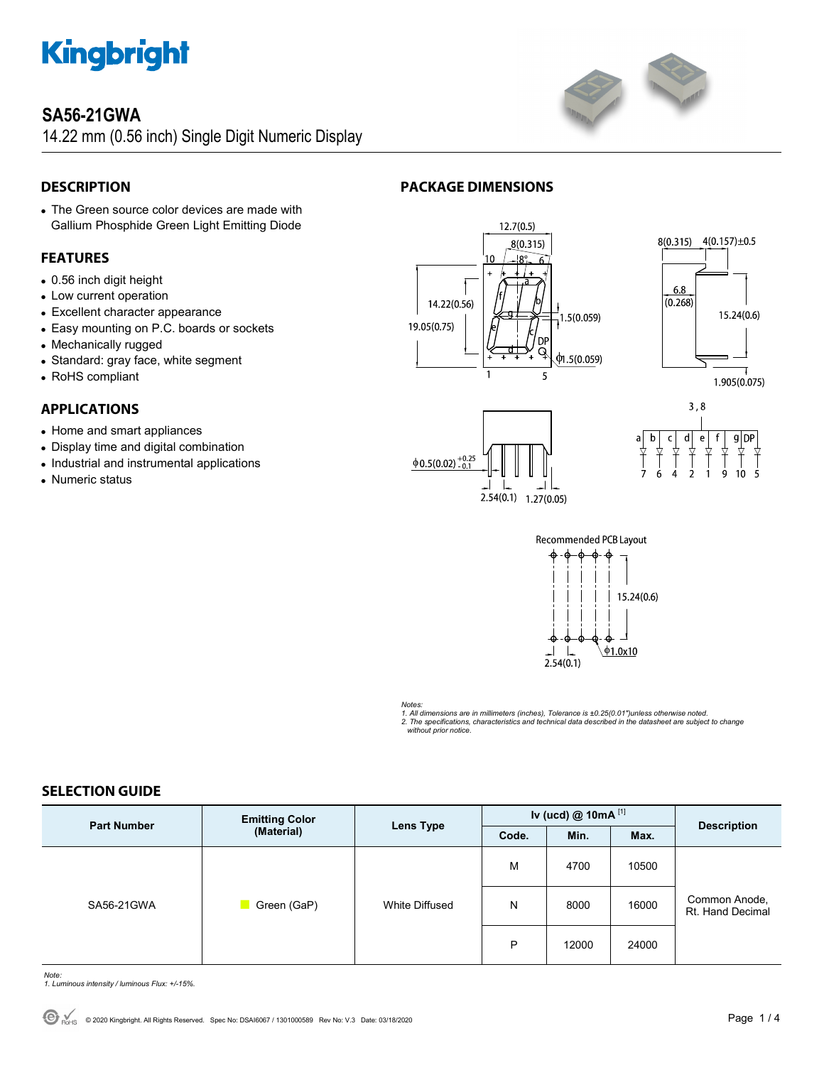# SA56-21GWA

14.22 mm (0.56 inch) Single Digit Numeric Display

## DESCRIPTION

- The Green source color devices are made with Gallium Phosphide Green Light Emitting Diode

## FEATURES

- 0.56 inch digit height
- Low current operation
- Excellent character appearance
- Easy mounting on P.C. boards or sockets
- Mechanically rugged
- Standard: gray face, white segment
- RoHS compliant

## APPLICATIONS

- Home and smart appliances
- Display time and digital combination
- Industrial and instrumental applications
- Numeric status

## PACKAGE DIMENSIONS

Recommended PCB Layout

*Notes:*
*1. All dimensions are in millimeters (inches), Tolerance is ±0.25(0.01")unless otherwise noted.*
*2. The specifications, characteristics and technical data described in the datasheet are subject to change without prior notice.*

## SELECTION GUIDE

| Part Number | Emitting Color (Material) | Lens Type | Iv (ucd) @ 10mA [1] | | | Description |
|---|---|---|---|---|---|---|
| | | | Code. | Min. | Max. | |
| SA56-21GWA | Green (GaP) | White Diffused | M | 4700 | 10500 | Common Anode, Rt. Hand Decimal |
| | | | N | 8000 | 16000 | |
| | | | P | 12000 | 24000 | |

*Note:*
*1. Luminous intensity / luminous Flux: +/-15%.*

© 2020 Kingbright. All Rights Reserved. Spec No: DSAI6067 / 1301000589 Rev No: V.3 Date: 03/18/2020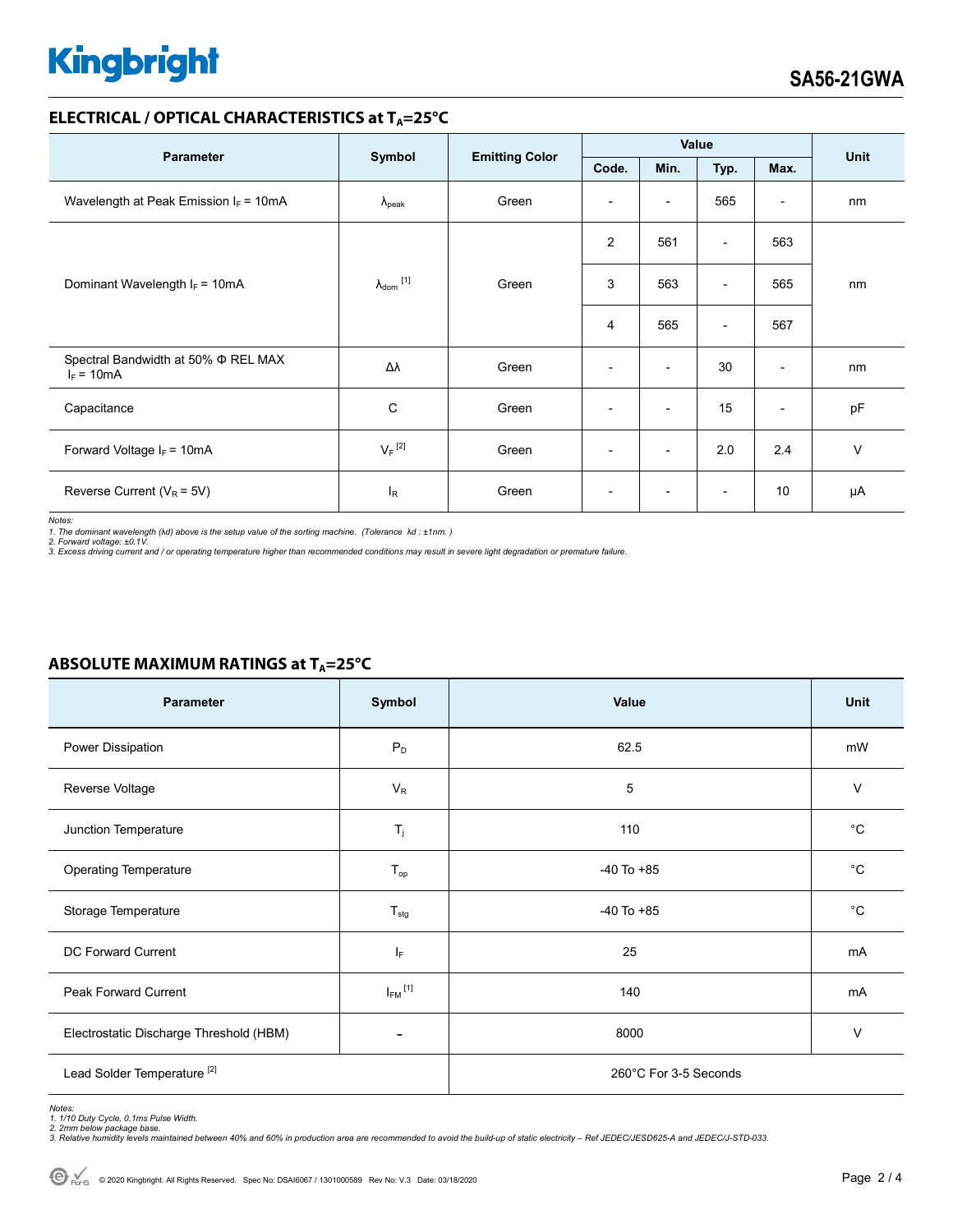## ELECTRICAL / OPTICAL CHARACTERISTICS at $T_A$=25°C

| Parameter | Symbol | Emitting Color | Value | | | | Unit |
|---|---|---|---|---|---|---|---|
| | | | Code. | Min. | Typ. | Max. | |
| Wavelength at Peak Emission $I_F$ = 10mA | $\lambda_{peak}$ | Green | - | - | 565 | - | nm |
| Dominant Wavelength $I_F$ = 10mA | $\lambda_{dom}$ [1] | Green | 2 | 561 | - | 563 | nm |
| | | | 3 | 563 | - | 565 | |
| | | | 4 | 565 | - | 567 | |
| Spectral Bandwidth at 50% Φ REL MAX $I_F$ = 10mA | Δλ | Green | - | - | 30 | - | nm |
| Capacitance | C | Green | - | - | 15 | - | pF |
| Forward Voltage $I_F$ = 10mA | $V_F$ [2] | Green | - | - | 2.0 | 2.4 | V |
| Reverse Current ($V_R$ = 5V) | $I_R$ | Green | - | - | - | 10 | μA |

*Notes:*
*1. The dominant wavelength (λd) above is the setup value of the sorting machine. (Tolerance λd : ±1nm. )*
*2. Forward voltage: ±0.1V.*
*3. Excess driving current and / or operating temperature higher than recommended conditions may result in severe light degradation or premature failure.*

## ABSOLUTE MAXIMUM RATINGS at $T_A$=25°C

| Parameter | Symbol | Value | Unit |
|---|---|---|---|
| Power Dissipation | $P_D$ | 62.5 | mW |
| Reverse Voltage | $V_R$ | 5 | V |
| Junction Temperature | $T_j$ | 110 | °C |
| Operating Temperature | $T_{op}$ | -40 To +85 | °C |
| Storage Temperature | $T_{stg}$ | -40 To +85 | °C |
| DC Forward Current | $I_F$ | 25 | mA |
| Peak Forward Current | $I_{FM}$ [1] | 140 | mA |
| Electrostatic Discharge Threshold (HBM) | - | 8000 | V |
| Lead Solder Temperature [2] | | 260°C For 3-5 Seconds | |

*Notes:*
*1. 1/10 Duty Cycle, 0.1ms Pulse Width.*
*2. 2mm below package base.*
*3. Relative humidity levels maintained between 40% and 60% in production area are recommended to avoid the build-up of static electricity – Ref JEDEC/JESD625-A and JEDEC/J-STD-033.*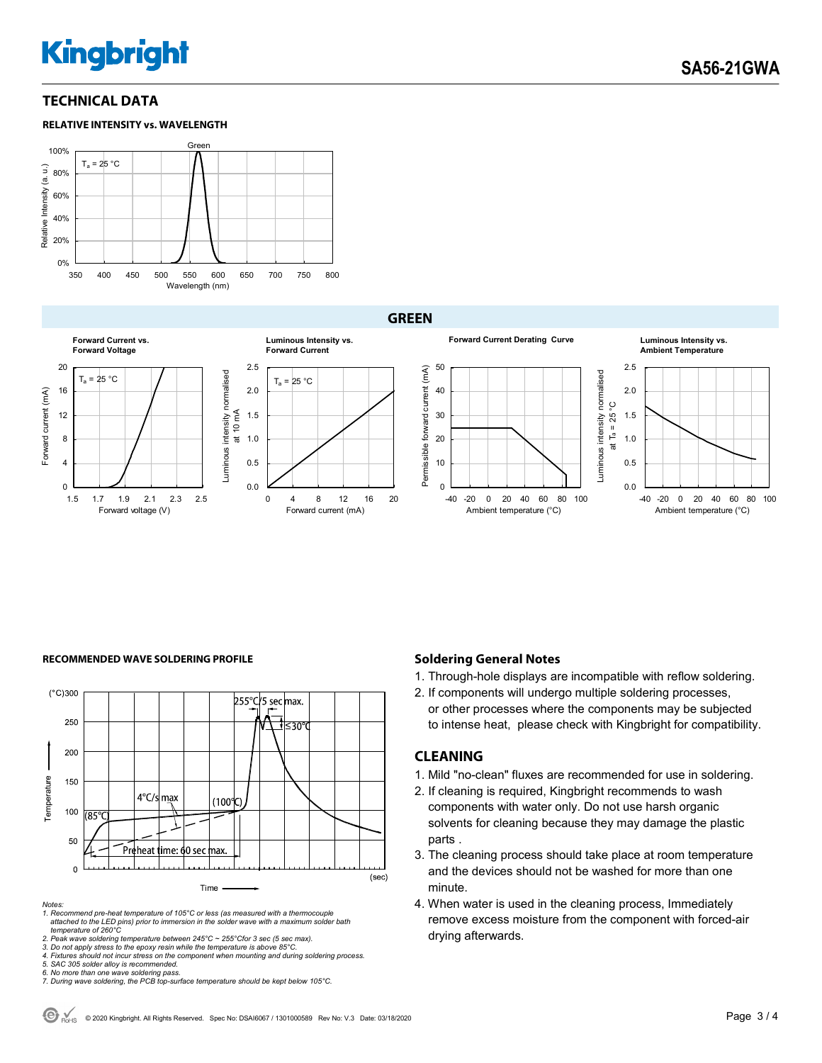## TECHNICAL DATA

**RELATIVE INTENSITY vs. WAVELENGTH**

**GREEN**

**Forward Current vs. Forward Voltage**

**Luminous Intensity vs. Forward Current**

**Forward Current Derating Curve**

**Luminous Intensity vs. Ambient Temperature**

**RECOMMENDED WAVE SOLDERING PROFILE**

*Notes:*
*1. Recommend pre-heat temperature of 105°C or less (as measured with a thermocouple attached to the LED pins) prior to immersion in the solder wave with a maximum solder bath temperature of 260°C*
*2. Peak wave soldering temperature between 245°C ~ 255°Cfor 3 sec (5 sec max).*
*3. Do not apply stress to the epoxy resin while the temperature is above 85°C.*
*4. Fixtures should not incur stress on the component when mounting and during soldering process.*
*5. SAC 305 solder alloy is recommended.*
*6. No more than one wave soldering pass.*
*7. During wave soldering, the PCB top-surface temperature should be kept below 105°C.*

### Soldering General Notes

1. Through-hole displays are incompatible with reflow soldering.
2. If components will undergo multiple soldering processes, or other processes where the components may be subjected to intense heat, please check with Kingbright for compatibility.

## CLEANING

1. Mild "no-clean" fluxes are recommended for use in soldering.
2. If cleaning is required, Kingbright recommends to wash components with water only. Do not use harsh organic solvents for cleaning because they may damage the plastic parts .
3. The cleaning process should take place at room temperature and the devices should not be washed for more than one minute.
4. When water is used in the cleaning process, Immediately remove excess moisture from the component with forced-air drying afterwards.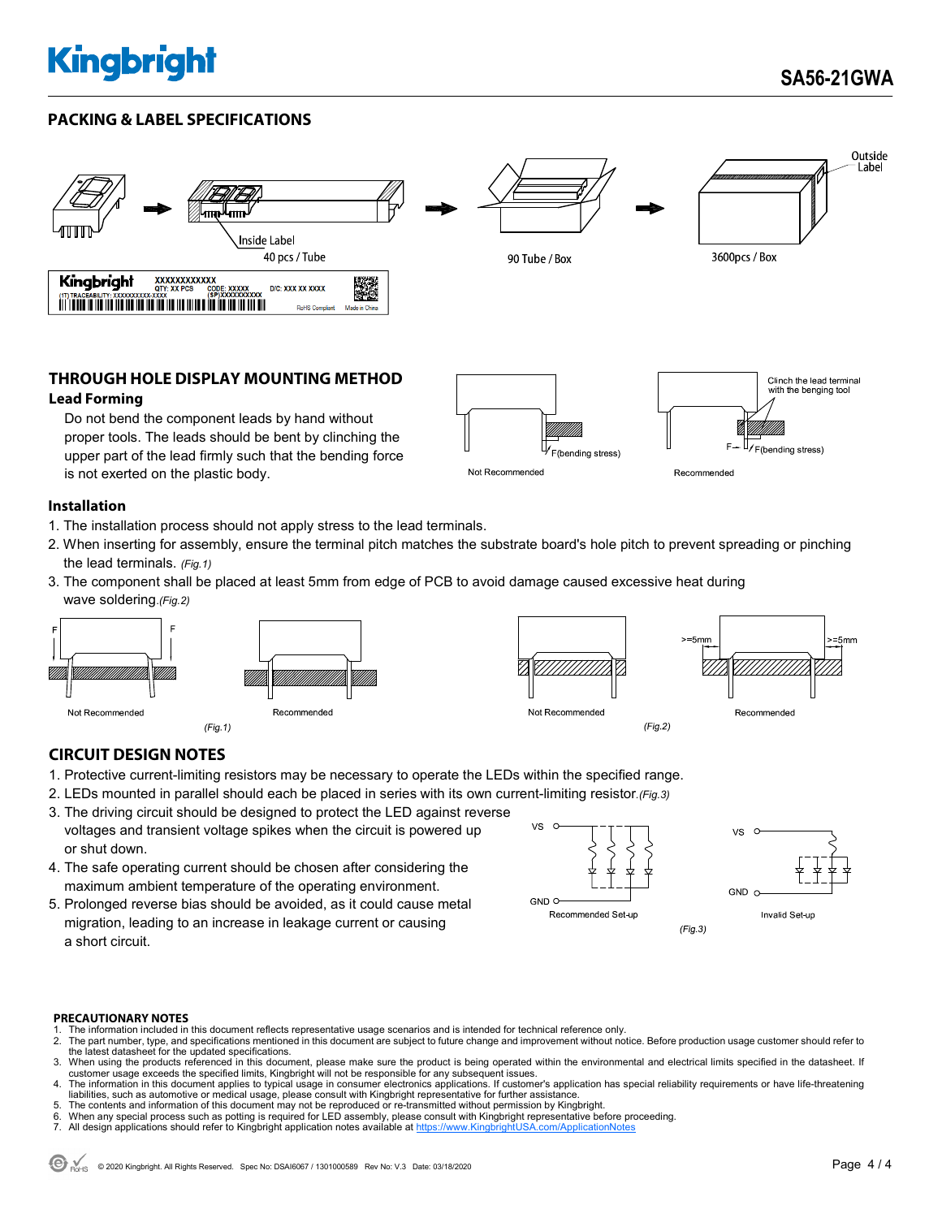## PACKING & LABEL SPECIFICATIONS

Inside Label

40 pcs / Tube

90 Tube / Box

Outside Label

3600pcs / Box

## THROUGH HOLE DISPLAY MOUNTING METHOD

### Lead Forming

Do not bend the component leads by hand without proper tools. The leads should be bent by clinching the upper part of the lead firmly such that the bending force is not exerted on the plastic body.

F(bending stress)

Not Recommended

Clinch the lead terminal with the benging tool

F(bending stress)

Recommended

### Installation

1. The installation process should not apply stress to the lead terminals.
2. When inserting for assembly, ensure the terminal pitch matches the substrate board's hole pitch to prevent spreading or pinching the lead terminals. *(Fig.1)*
3. The component shall be placed at least 5mm from edge of PCB to avoid damage caused excessive heat during wave soldering.*(Fig.2)*

Not Recommended

Recommended

*(Fig.1)*

Not Recommended

>=5mm

>=5mm

Recommended

*(Fig.2)*

## CIRCUIT DESIGN NOTES

1. Protective current-limiting resistors may be necessary to operate the LEDs within the specified range.
2. LEDs mounted in parallel should each be placed in series with its own current-limiting resistor.*(Fig.3)*
3. The driving circuit should be designed to protect the LED against reverse voltages and transient voltage spikes when the circuit is powered up or shut down.
4. The safe operating current should be chosen after considering the maximum ambient temperature of the operating environment.
5. Prolonged reverse bias should be avoided, as it could cause metal migration, leading to an increase in leakage current or causing a short circuit.

VS

GND

Recommended Set-up

VS

GND

Invalid Set-up

*(Fig.3)*

### PRECAUTIONARY NOTES

1. The information included in this document reflects representative usage scenarios and is intended for technical reference only.
2. The part number, type, and specifications mentioned in this document are subject to future change and improvement without notice. Before production usage customer should refer to the latest datasheet for the updated specifications.
3. When using the products referenced in this document, please make sure the product is being operated within the environmental and electrical limits specified in the datasheet. If customer usage exceeds the specified limits, Kingbright will not be responsible for any subsequent issues.
4. The information in this document applies to typical usage in consumer electronics applications. If customer's application has special reliability requirements or have life-threatening liabilities, such as automotive or medical usage, please consult with Kingbright representative for further assistance.
5. The contents and information of this document may not be reproduced or re-transmitted without permission by Kingbright.
6. When any special process such as potting is required for LED assembly, please consult with Kingbright representative before proceeding.
7. All design applications should refer to Kingbright application notes available at https://www.KingbrightUSA.com/ApplicationNotes

© 2020 Kingbright. All Rights Reserved. Spec No: DSAI6067 / 1301000589 Rev No: V.3 Date: 03/18/2020